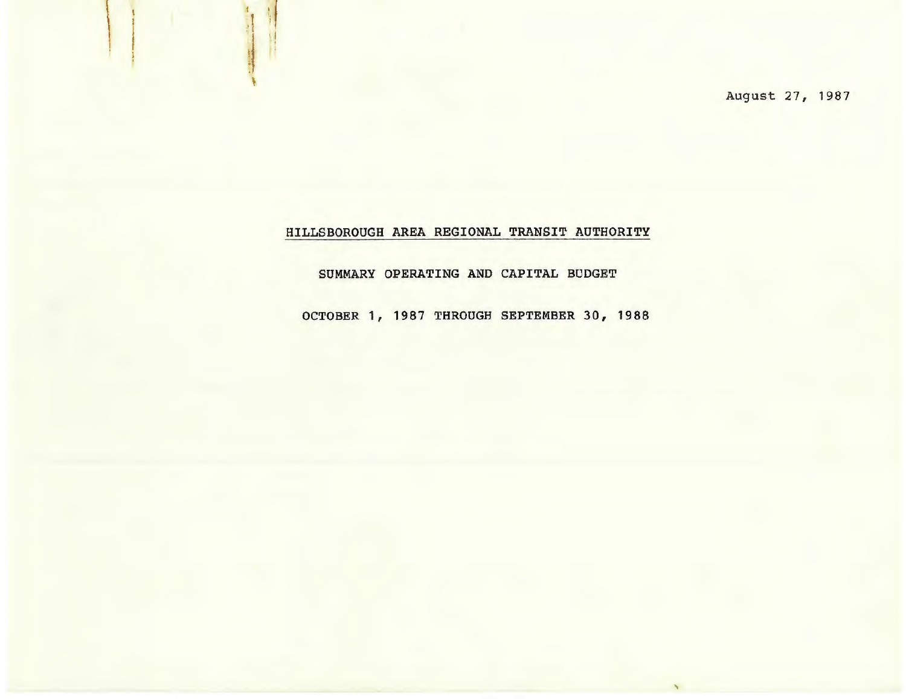August 27, 1987

# HILLSBOROUGH AREA REGIONAL TRANSIT AUTHORITY

## SUMMARY OPERATING AND CAPITAL BUDGET

## OCTOBER 1, 1987 THROUGH SEPTEMBER 30, 1988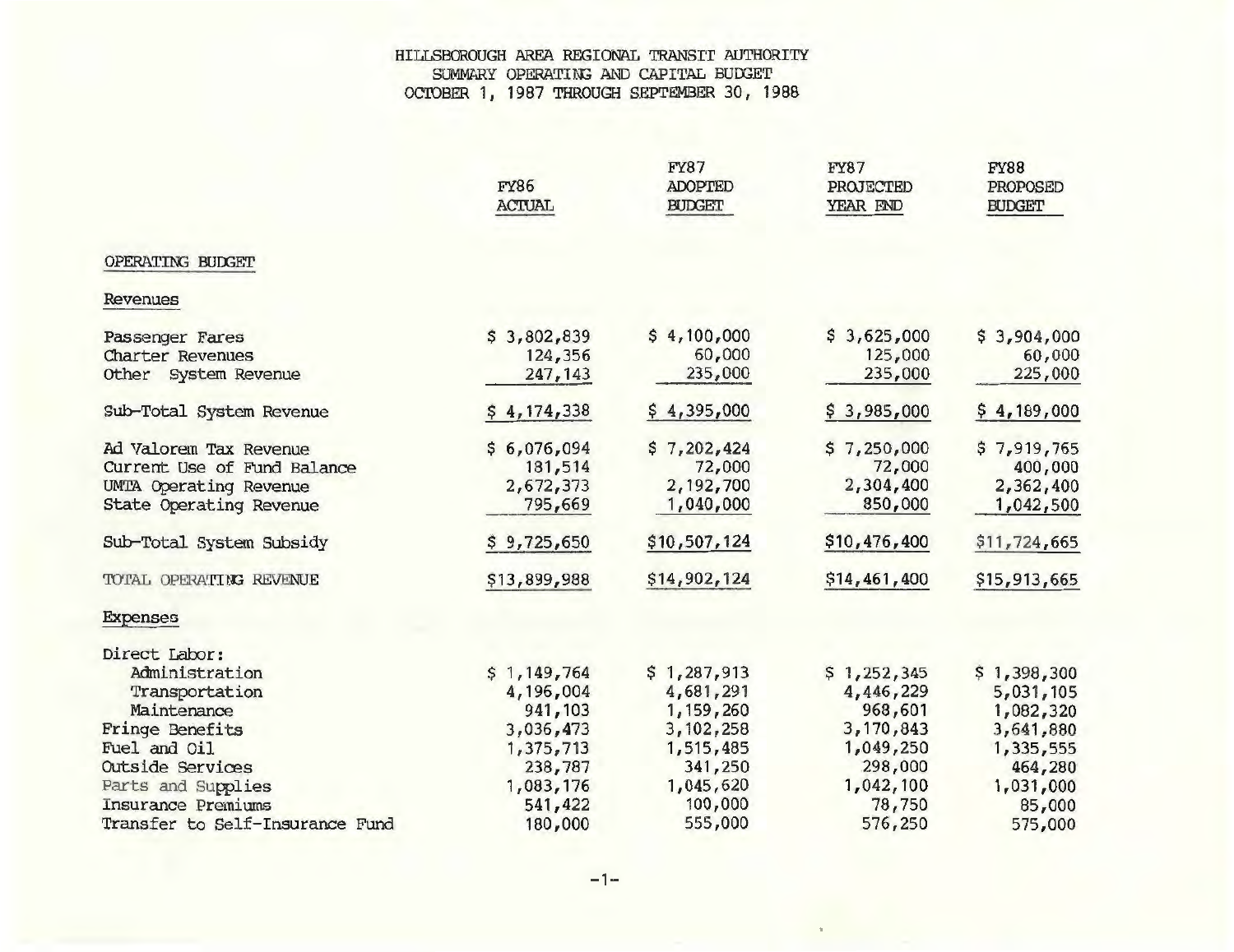HILLSBOROUGH AREA REGIONAL TRANSIT AUTHORITY
SUMMARY OPERATING AND CAPITAL BUDGET
OCTOBER 1, 1987 THROUGH SEPTEMBER 30, 1988

| | FY86 ACTUAL | FY87 ADOPTED BUDGET | FY87 PROJECTED YEAR END | FY88 PROPOSED BUDGET |
|---|---|---|---|---|
| **OPERATING BUDGET** | | | | |
| **Revenues** | | | | |
| Passenger Fares | $ 3,802,839 | $ 4,100,000 | $ 3,625,000 | $ 3,904,000 |
| Charter Revenues | 124,356 | 60,000 | 125,000 | 60,000 |
| Other System Revenue | 247,143 | 235,000 | 235,000 | 225,000 |
| Sub-Total System Revenue | $ 4,174,338 | $ 4,395,000 | $ 3,985,000 | $ 4,189,000 |
| Ad Valorem Tax Revenue | $ 6,076,094 | $ 7,202,424 | $ 7,250,000 | $ 7,919,765 |
| Current Use of Fund Balance | 181,514 | 72,000 | 72,000 | 400,000 |
| UMTA Operating Revenue | 2,672,373 | 2,192,700 | 2,304,400 | 2,362,400 |
| State Operating Revenue | 795,669 | 1,040,000 | 850,000 | 1,042,500 |
| Sub-Total System Subsidy | $ 9,725,650 | $10,507,124 | $10,476,400 | $11,724,665 |
| TOTAL OPERATING REVENUE | $13,899,988 | $14,902,124 | $14,461,400 | $15,913,665 |
| **Expenses** | | | | |
| Direct Labor: | | | | |
| Administration | $ 1,149,764 | $ 1,287,913 | $ 1,252,345 | $ 1,398,300 |
| Transportation | 4,196,004 | 4,681,291 | 4,446,229 | 5,031,105 |
| Maintenance | 941,103 | 1,159,260 | 968,601 | 1,082,320 |
| Fringe Benefits | 3,036,473 | 3,102,258 | 3,170,843 | 3,641,880 |
| Fuel and Oil | 1,375,713 | 1,515,485 | 1,049,250 | 1,335,555 |
| Outside Services | 238,787 | 341,250 | 298,000 | 464,280 |
| Parts and Supplies | 1,083,176 | 1,045,620 | 1,042,100 | 1,031,000 |
| Insurance Premiums | 541,422 | 100,000 | 78,750 | 85,000 |
| Transfer to Self-Insurance Fund | 180,000 | 555,000 | 576,250 | 575,000 |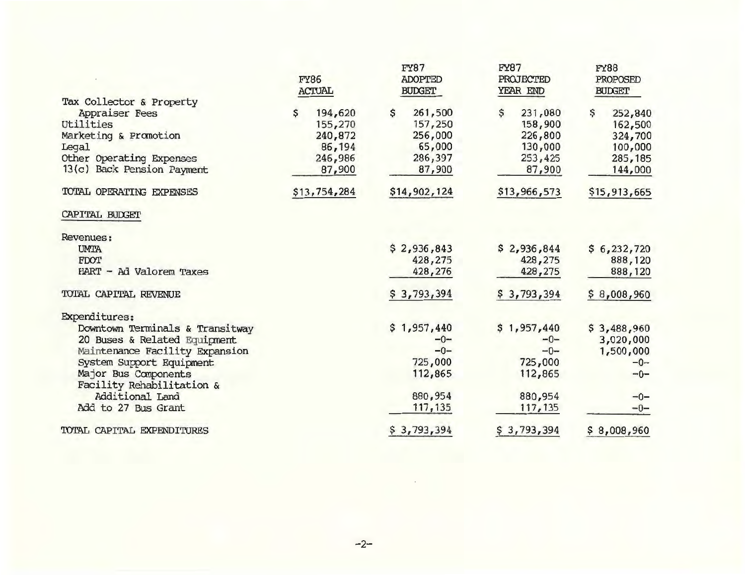| | FY86 ACTUAL | FY87 ADOPTED BUDGET | FY87 PROJECTED YEAR END | FY88 PROPOSED BUDGET |
|---|---|---|---|---|
| Tax Collector & Property Appraiser Fees | $ 194,620 | $ 261,500 | $ 231,080 | $ 252,840 |
| Utilities | 155,270 | 157,250 | 158,900 | 162,500 |
| Marketing & Promotion | 240,872 | 256,000 | 226,800 | 324,700 |
| Legal | 86,194 | 65,000 | 130,000 | 100,000 |
| Other Operating Expenses | 246,986 | 286,397 | 253,425 | 285,185 |
| 13(c) Back Pension Payment | 87,900 | 87,900 | 87,900 | 144,000 |
| TOTAL OPERATING EXPENSES | $13,754,284 | $14,902,124 | $13,966,573 | $15,913,665 |
| CAPITAL BUDGET | | | | |
| Revenues: | | | | |
| UMTA | | $ 2,936,843 | $ 2,936,844 | $ 6,232,720 |
| FDOT | | 428,275 | 428,275 | 888,120 |
| HART - Ad Valorem Taxes | | 428,276 | 428,275 | 888,120 |
| TOTAL CAPITAL REVENUE | | $ 3,793,394 | $ 3,793,394 | $ 8,008,960 |
| Expenditures: | | | | |
| Downtown Terminals & Transitway | | $ 1,957,440 | $ 1,957,440 | $ 3,488,960 |
| 20 Buses & Related Equipment | | -0- | -0- | 3,020,000 |
| Maintenance Facility Expansion | | -0- | -0- | 1,500,000 |
| System Support Equipment | | 725,000 | 725,000 | -0- |
| Major Bus Components | | 112,865 | 112,865 | -0- |
| Facility Rehabilitation & Additional Land | | 880,954 | 880,954 | -0- |
| Add to 27 Bus Grant | | 117,135 | 117,135 | -0- |
| TOTAL CAPITAL EXPENDITURES | | $ 3,793,394 | $ 3,793,394 | $ 8,008,960 |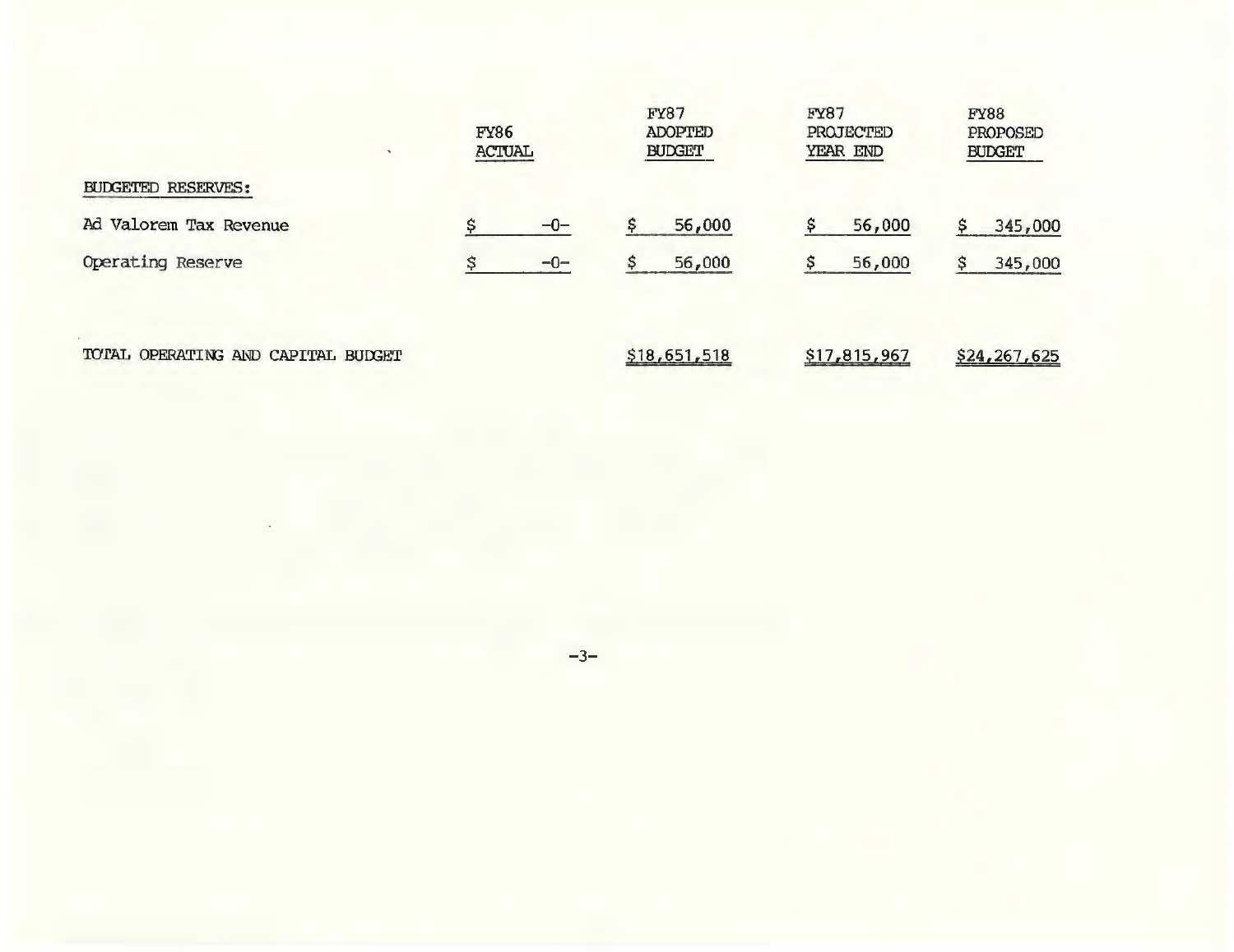| | FY86 ACTUAL | FY87 ADOPTED BUDGET | FY87 PROJECTED YEAR END | FY88 PROPOSED BUDGET |
|---|---|---|---|---|
| BUDGETED RESERVES: | | | | |
| Ad Valorem Tax Revenue | $ -0- | $ 56,000 | $ 56,000 | $ 345,000 |
| Operating Reserve | $ -0- | $ 56,000 | $ 56,000 | $ 345,000 |
| TOTAL OPERATING AND CAPITAL BUDGET | | $18,651,518 | $17,815,967 | $24,267,625 |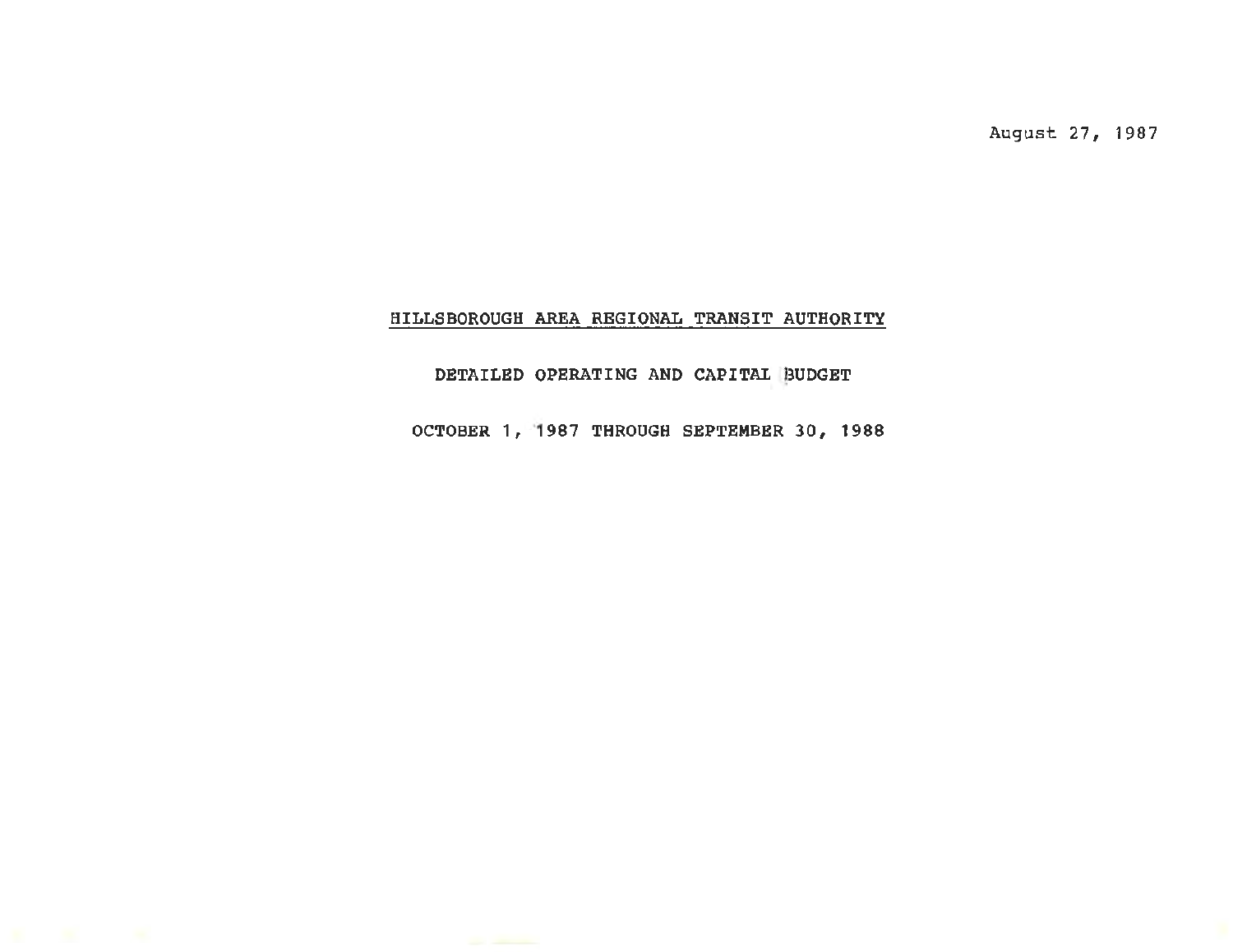August 27, 1987

# HILLSBOROUGH AREA REGIONAL TRANSIT AUTHORITY

## DETAILED OPERATING AND CAPITAL BUDGET

## OCTOBER 1, 1987 THROUGH SEPTEMBER 30, 1988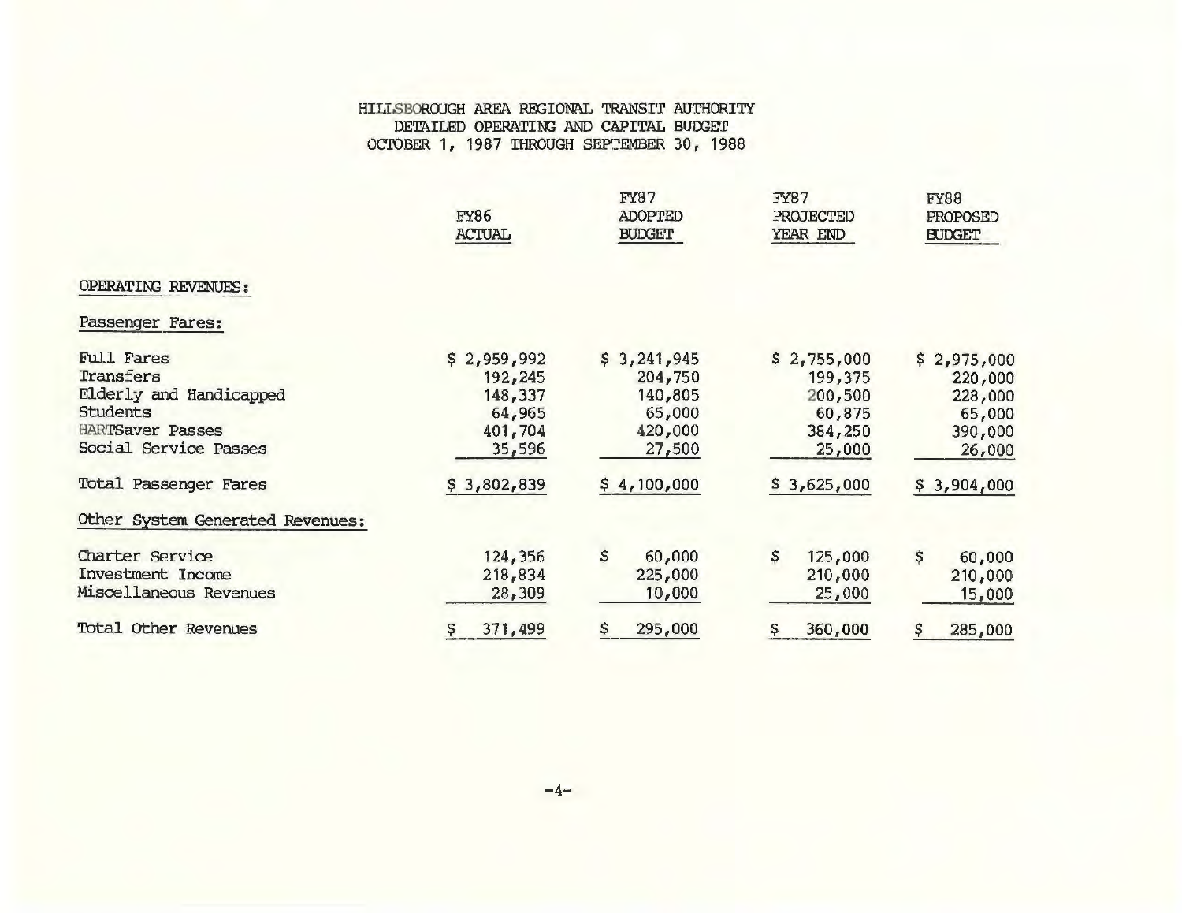# HILLSBOROUGH AREA REGIONAL TRANSIT AUTHORITY
## DETAILED OPERATING AND CAPITAL BUDGET
### OCTOBER 1, 1987 THROUGH SEPTEMBER 30, 1988

| | FY86 ACTUAL | FY87 ADOPTED BUDGET | FY87 PROJECTED YEAR END | FY88 PROPOSED BUDGET |
|---|---|---|---|---|
| **OPERATING REVENUES:** | | | | |
| **Passenger Fares:** | | | | |
| Full Fares | $ 2,959,992 | $ 3,241,945 | $ 2,755,000 | $ 2,975,000 |
| Transfers | 192,245 | 204,750 | 199,375 | 220,000 |
| Elderly and Handicapped | 148,337 | 140,805 | 200,500 | 228,000 |
| Students | 64,965 | 65,000 | 60,875 | 65,000 |
| HARTSaver Passes | 401,704 | 420,000 | 384,250 | 390,000 |
| Social Service Passes | 35,596 | 27,500 | 25,000 | 26,000 |
| Total Passenger Fares | $ 3,802,839 | $ 4,100,000 | $ 3,625,000 | $ 3,904,000 |
| **Other System Generated Revenues:** | | | | |
| Charter Service | 124,356 | $ 60,000 | $ 125,000 | $ 60,000 |
| Investment Income | 218,834 | 225,000 | 210,000 | 210,000 |
| Miscellaneous Revenues | 28,309 | 10,000 | 25,000 | 15,000 |
| Total Other Revenues | $ 371,499 | $ 295,000 | $ 360,000 | $ 285,000 |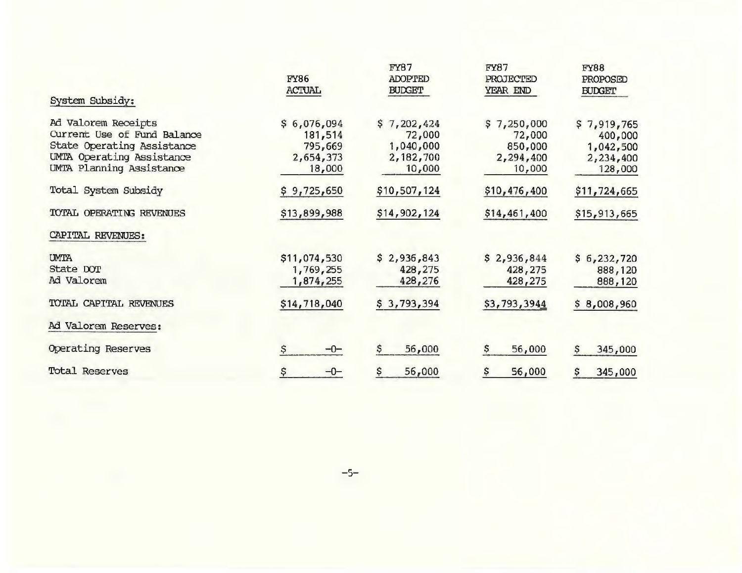| System Subsidy: | FY86 ACTUAL | FY87 ADOPTED BUDGET | FY87 PROJECTED YEAR END | FY88 PROPOSED BUDGET |
|---|---|---|---|---|
| Ad Valorem Receipts | $ 6,076,094 | $ 7,202,424 | $ 7,250,000 | $ 7,919,765 |
| Current Use of Fund Balance | 181,514 | 72,000 | 72,000 | 400,000 |
| State Operating Assistance | 795,669 | 1,040,000 | 850,000 | 1,042,500 |
| UMTA Operating Assistance | 2,654,373 | 2,182,700 | 2,294,400 | 2,234,400 |
| UMTA Planning Assistance | 18,000 | 10,000 | 10,000 | 128,000 |
| Total System Subsidy | $ 9,725,650 | $10,507,124 | $10,476,400 | $11,724,665 |
| TOTAL OPERATING REVENUES | $13,899,988 | $14,902,124 | $14,461,400 | $15,913,665 |
| CAPITAL REVENUES: | | | | |
| UMTA | $11,074,530 | $ 2,936,843 | $ 2,936,844 | $ 6,232,720 |
| State DOT | 1,769,255 | 428,275 | 428,275 | 888,120 |
| Ad Valorem | 1,874,255 | 428,276 | 428,275 | 888,120 |
| TOTAL CAPITAL REVENUES | $14,718,040 | $ 3,793,394 | $3,793,3944 | $ 8,008,960 |
| Ad Valorem Reserves: | | | | |
| Operating Reserves | $ -0- | $ 56,000 | $ 56,000 | $ 345,000 |
| Total Reserves | $ -0- | $ 56,000 | $ 56,000 | $ 345,000 |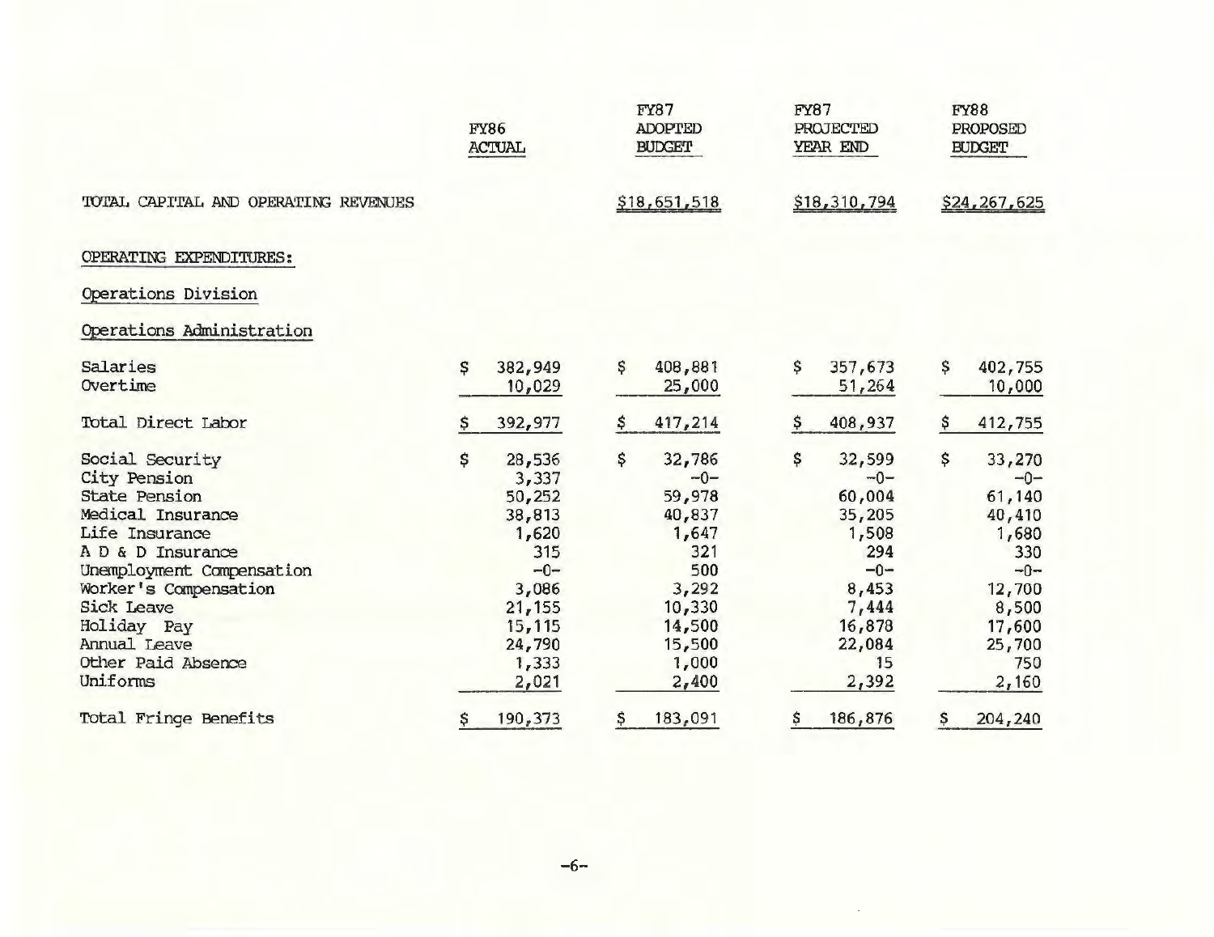| | FY86 ACTUAL | FY87 ADOPTED BUDGET | FY87 PROJECTED YEAR END | FY88 PROPOSED BUDGET |
|---|---|---|---|---|
| TOTAL CAPITAL AND OPERATING REVENUES | | $18,651,518 | $18,310,794 | $24,267,625 |
| **OPERATING EXPENDITURES:** | | | | |
| **Operations Division** | | | | |
| **Operations Administration** | | | | |
| Salaries | $ 382,949 | $ 408,881 | $ 357,673 | $ 402,755 |
| Overtime | 10,029 | 25,000 | 51,264 | 10,000 |
| Total Direct Labor | $ 392,977 | $ 417,214 | $ 408,937 | $ 412,755 |
| Social Security | $ 28,536 | $ 32,786 | $ 32,599 | $ 33,270 |
| City Pension | 3,337 | -0- | -0- | -0- |
| State Pension | 50,252 | 59,978 | 60,004 | 61,140 |
| Medical Insurance | 38,813 | 40,837 | 35,205 | 40,410 |
| Life Insurance | 1,620 | 1,647 | 1,508 | 1,680 |
| A D & D Insurance | 315 | 321 | 294 | 330 |
| Unemployment Compensation | -0- | 500 | -0- | -0- |
| Worker's Compensation | 3,086 | 3,292 | 8,453 | 12,700 |
| Sick Leave | 21,155 | 10,330 | 7,444 | 8,500 |
| Holiday Pay | 15,115 | 14,500 | 16,878 | 17,600 |
| Annual Leave | 24,790 | 15,500 | 22,084 | 25,700 |
| Other Paid Absence | 1,333 | 1,000 | 15 | 750 |
| Uniforms | 2,021 | 2,400 | 2,392 | 2,160 |
| Total Fringe Benefits | $ 190,373 | $ 183,091 | $ 186,876 | $ 204,240 |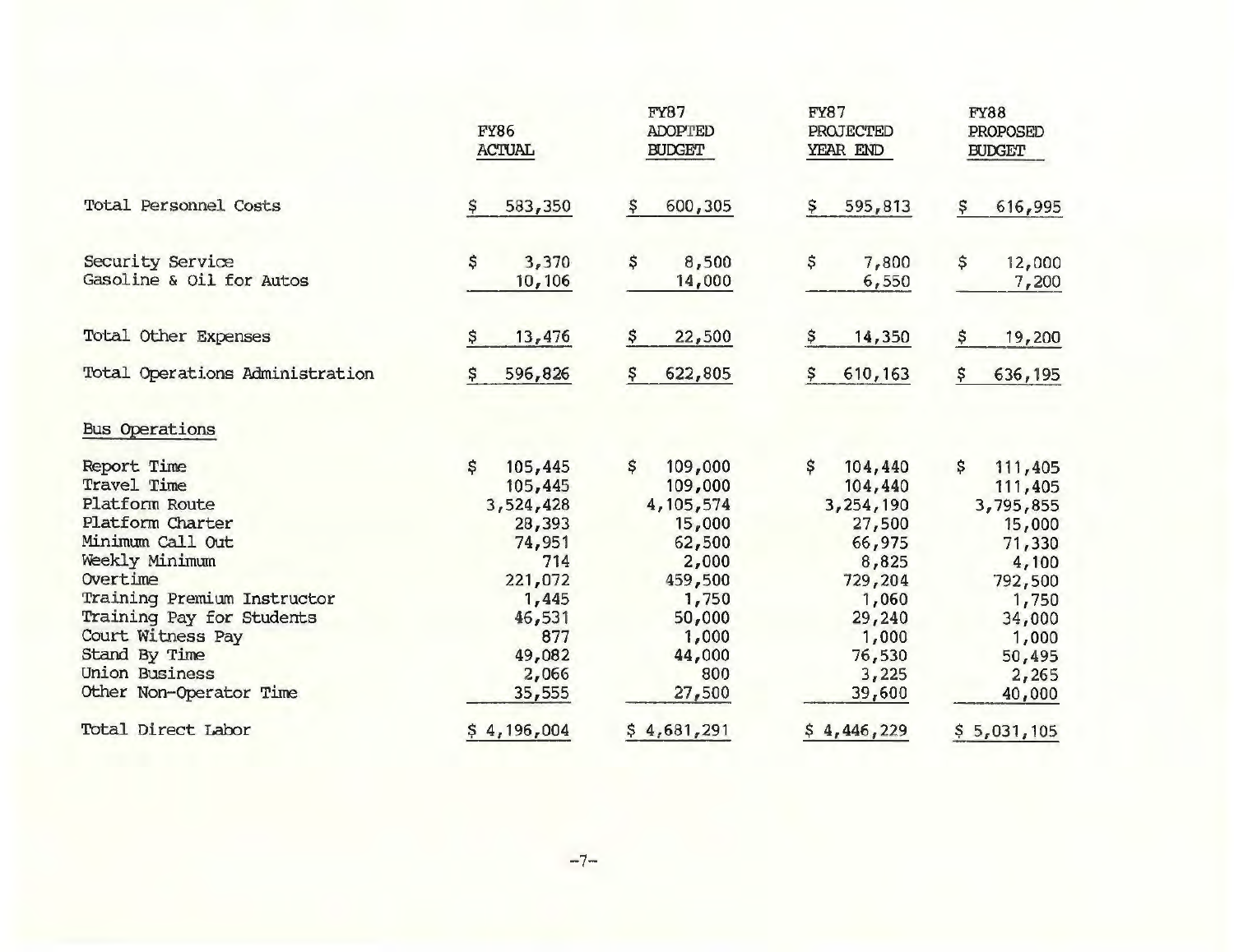| | FY86 ACTUAL | FY87 ADOPTED BUDGET | FY87 PROJECTED YEAR END | FY88 PROPOSED BUDGET |
|---|---|---|---|---|
| Total Personnel Costs | $ 583,350 | $ 600,305 | $ 595,813 | $ 616,995 |
| | | | | |
| Security Service | $ 3,370 | $ 8,500 | $ 7,800 | $ 12,000 |
| Gasoline & Oil for Autos | 10,106 | 14,000 | 6,550 | 7,200 |
| | | | | |
| Total Other Expenses | $ 13,476 | $ 22,500 | $ 14,350 | $ 19,200 |
| Total Operations Administration | $ 596,826 | $ 622,805 | $ 610,163 | $ 636,195 |
| | | | | |
| Bus Operations | | | | |
| | | | | |
| Report Time | $ 105,445 | $ 109,000 | $ 104,440 | $ 111,405 |
| Travel Time | 105,445 | 109,000 | 104,440 | 111,405 |
| Platform Route | 3,524,428 | 4,105,574 | 3,254,190 | 3,795,855 |
| Platform Charter | 28,393 | 15,000 | 27,500 | 15,000 |
| Minimum Call Out | 74,951 | 62,500 | 66,975 | 71,330 |
| Weekly Minimum | 714 | 2,000 | 8,825 | 4,100 |
| Overtime | 221,072 | 459,500 | 729,204 | 792,500 |
| Training Premium Instructor | 1,445 | 1,750 | 1,060 | 1,750 |
| Training Pay for Students | 46,531 | 50,000 | 29,240 | 34,000 |
| Court Witness Pay | 877 | 1,000 | 1,000 | 1,000 |
| Stand By Time | 49,082 | 44,000 | 76,530 | 50,495 |
| Union Business | 2,066 | 800 | 3,225 | 2,265 |
| Other Non-Operator Time | 35,555 | 27,500 | 39,600 | 40,000 |
| | | | | |
| Total Direct Labor | $ 4,196,004 | $ 4,681,291 | $ 4,446,229 | $ 5,031,105 |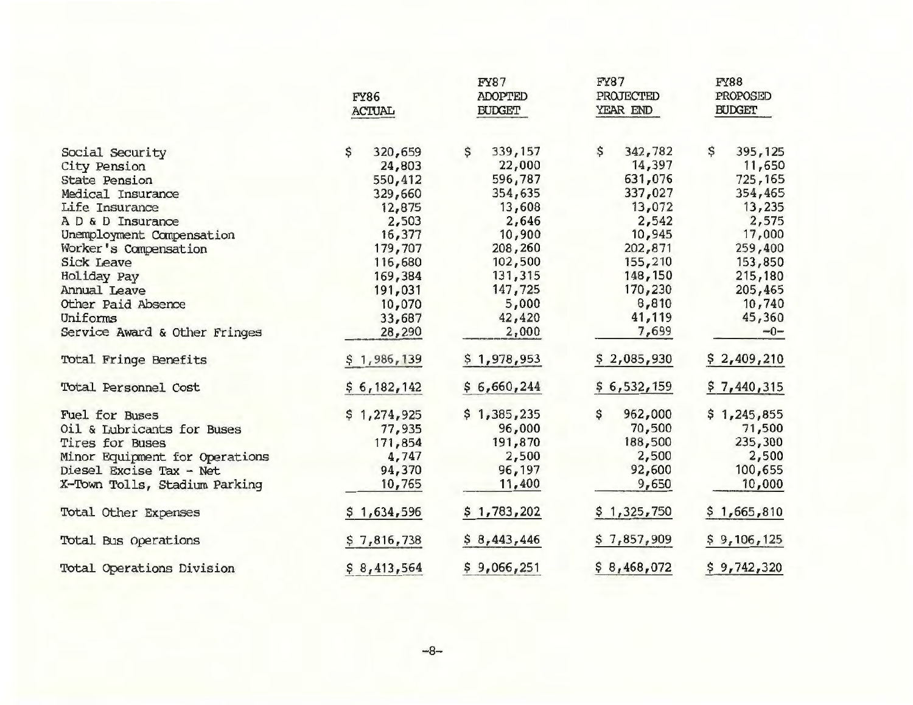| | FY86 ACTUAL | FY87 ADOPTED BUDGET | FY87 PROJECTED YEAR END | FY88 PROPOSED BUDGET |
|---|---|---|---|---|
| Social Security | $ 320,659 | $ 339,157 | $ 342,782 | $ 395,125 |
| City Pension | 24,803 | 22,000 | 14,397 | 11,650 |
| State Pension | 550,412 | 596,787 | 631,076 | 725,165 |
| Medical Insurance | 329,660 | 354,635 | 337,027 | 354,465 |
| Life Insurance | 12,875 | 13,608 | 13,072 | 13,235 |
| A D & D Insurance | 2,503 | 2,646 | 2,542 | 2,575 |
| Unemployment Compensation | 16,377 | 10,900 | 10,945 | 17,000 |
| Worker's Compensation | 179,707 | 208,260 | 202,871 | 259,400 |
| Sick Leave | 116,680 | 102,500 | 155,210 | 153,850 |
| Holiday Pay | 169,384 | 131,315 | 148,150 | 215,180 |
| Annual Leave | 191,031 | 147,725 | 170,230 | 205,465 |
| Other Paid Absence | 10,070 | 5,000 | 8,810 | 10,740 |
| Uniforms | 33,687 | 42,420 | 41,119 | 45,360 |
| Service Award & Other Fringes | 28,290 | 2,000 | 7,699 | -0- |
| Total Fringe Benefits | $ 1,986,139 | $ 1,978,953 | $ 2,085,930 | $ 2,409,210 |
| Total Personnel Cost | $ 6,182,142 | $ 6,660,244 | $ 6,532,159 | $ 7,440,315 |
| Fuel for Buses | $ 1,274,925 | $ 1,385,235 | $ 962,000 | $ 1,245,855 |
| Oil & Lubricants for Buses | 77,935 | 96,000 | 70,500 | 71,500 |
| Tires for Buses | 171,854 | 191,870 | 188,500 | 235,300 |
| Minor Equipment for Operations | 4,747 | 2,500 | 2,500 | 2,500 |
| Diesel Excise Tax - Net | 94,370 | 96,197 | 92,600 | 100,655 |
| X-Town Tolls, Stadium Parking | 10,765 | 11,400 | 9,650 | 10,000 |
| Total Other Expenses | $ 1,634,596 | $ 1,783,202 | $ 1,325,750 | $ 1,665,810 |
| Total Bus Operations | $ 7,816,738 | $ 8,443,446 | $ 7,857,909 | $ 9,106,125 |
| Total Operations Division | $ 8,413,564 | $ 9,066,251 | $ 8,468,072 | $ 9,742,320 |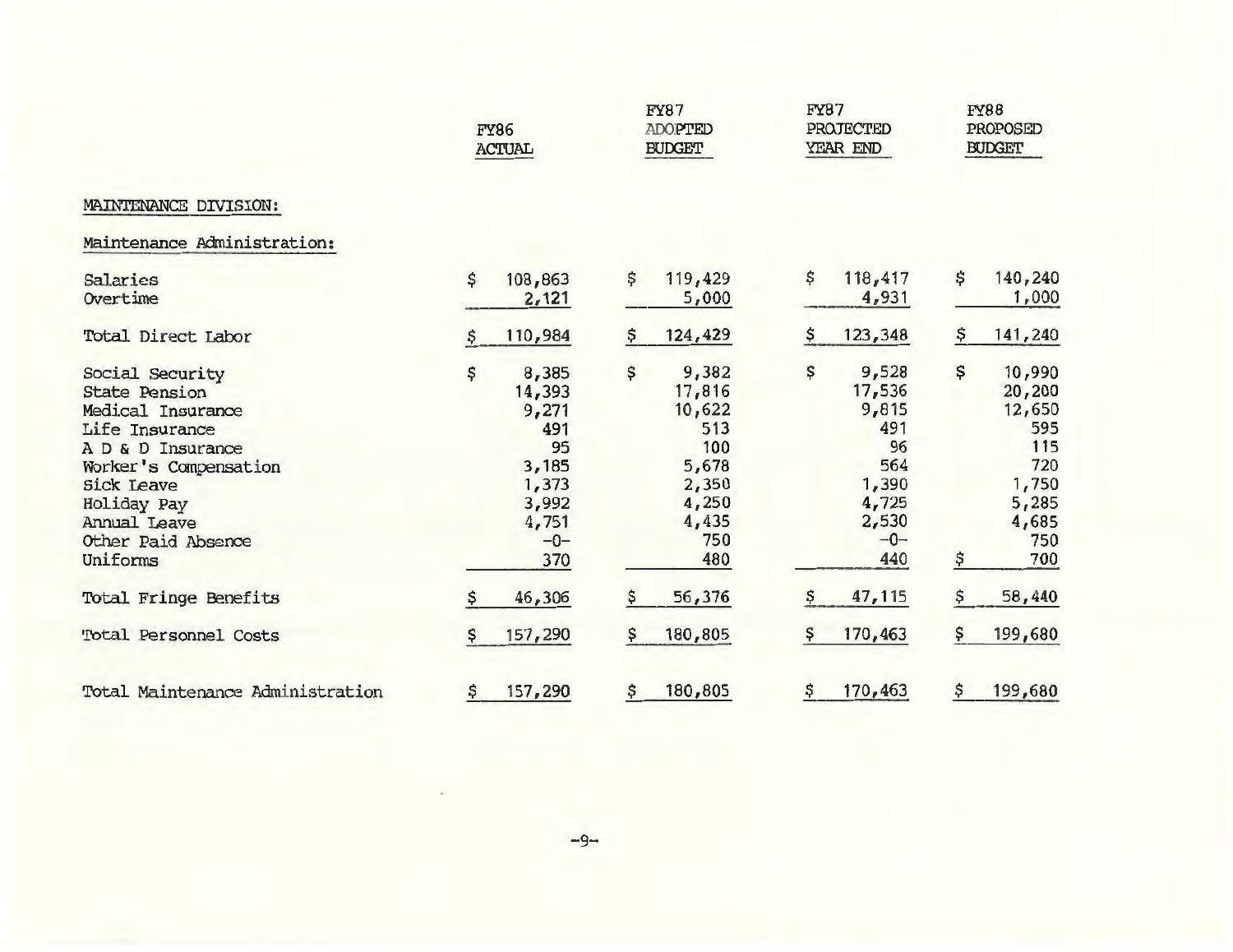| | FY86 ACTUAL | FY87 ADOPTED BUDGET | FY87 PROJECTED YEAR END | FY88 PROPOSED BUDGET |
|---|---|---|---|---|
| MAINTENANCE DIVISION: | | | | |
| Maintenance Administration: | | | | |
| Salaries | $ 108,863 | $ 119,429 | $ 118,417 | $ 140,240 |
| Overtime | 2,121 | 5,000 | 4,931 | 1,000 |
| Total Direct Labor | $ 110,984 | $ 124,429 | $ 123,348 | $ 141,240 |
| Social Security | $ 8,385 | $ 9,382 | $ 9,528 | $ 10,990 |
| State Pension | 14,393 | 17,816 | 17,536 | 20,200 |
| Medical Insurance | 9,271 | 10,622 | 9,815 | 12,650 |
| Life Insurance | 491 | 513 | 491 | 595 |
| A D & D Insurance | 95 | 100 | 96 | 115 |
| Worker's Compensation | 3,185 | 5,678 | 564 | 720 |
| Sick Leave | 1,373 | 2,350 | 1,390 | 1,750 |
| Holiday Pay | 3,992 | 4,250 | 4,725 | 5,285 |
| Annual Leave | 4,751 | 4,435 | 2,530 | 4,685 |
| Other Paid Absence | -0- | 750 | -0- | 750 |
| Uniforms | 370 | 480 | 440 | $ 700 |
| Total Fringe Benefits | $ 46,306 | $ 56,376 | $ 47,115 | $ 58,440 |
| Total Personnel Costs | $ 157,290 | $ 180,805 | $ 170,463 | $ 199,680 |
| Total Maintenance Administration | $ 157,290 | $ 180,805 | $ 170,463 | $ 199,680 |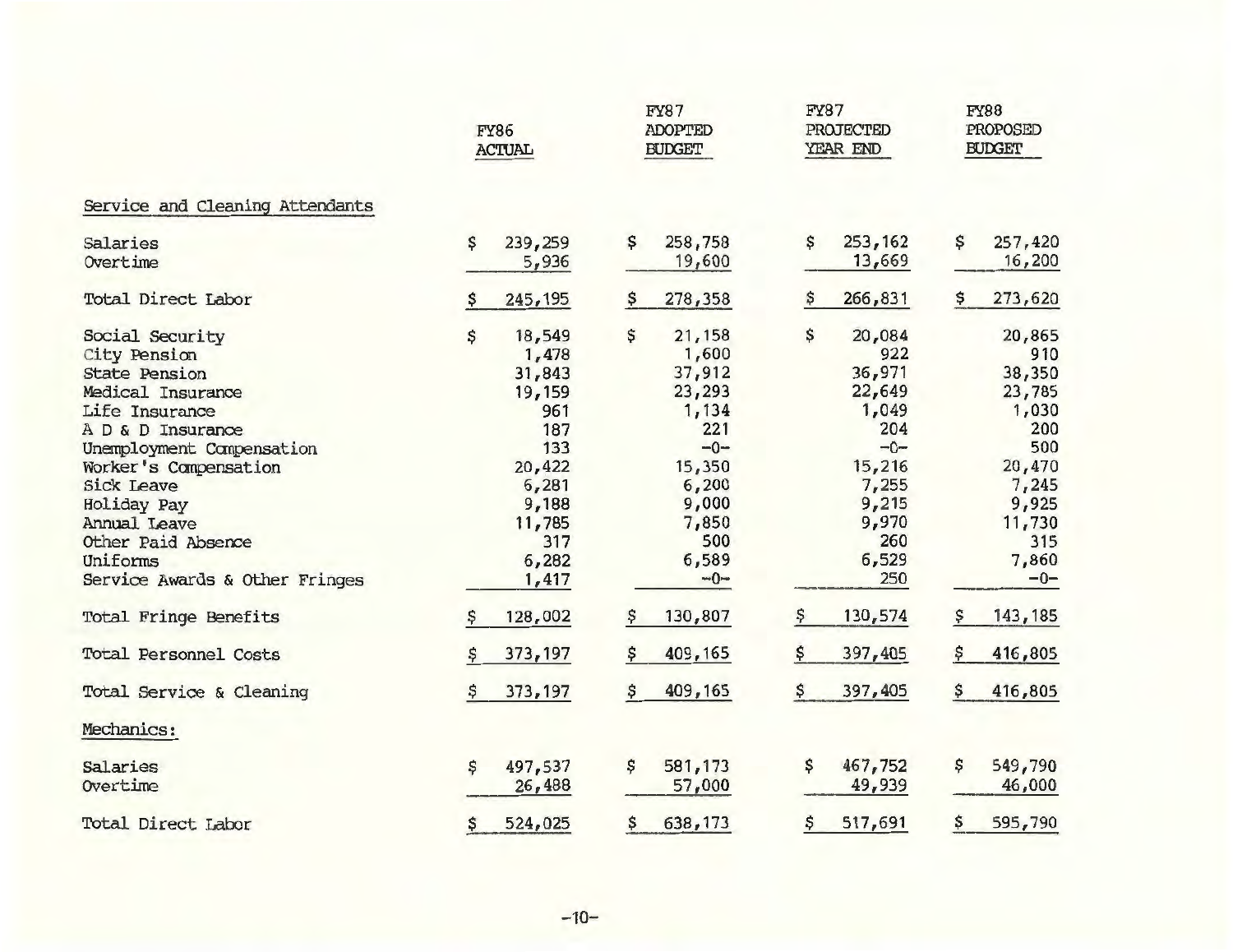| | FY86 ACTUAL | FY87 ADOPTED BUDGET | FY87 PROJECTED YEAR END | FY88 PROPOSED BUDGET |
|---|---|---|---|---|
| Service and Cleaning Attendants | | | | |
| Salaries | $ 239,259 | $ 258,758 | $ 253,162 | $ 257,420 |
| Overtime | 5,936 | 19,600 | 13,669 | 16,200 |
| Total Direct Labor | $ 245,195 | $ 278,358 | $ 266,831 | $ 273,620 |
| Social Security | $ 18,549 | $ 21,158 | $ 20,084 | 20,865 |
| City Pension | 1,478 | 1,600 | 922 | 910 |
| State Pension | 31,843 | 37,912 | 36,971 | 38,350 |
| Medical Insurance | 19,159 | 23,293 | 22,649 | 23,785 |
| Life Insurance | 961 | 1,134 | 1,049 | 1,030 |
| A D & D Insurance | 187 | 221 | 204 | 200 |
| Unemployment Compensation | 133 | -0- | -0- | 500 |
| Worker's Compensation | 20,422 | 15,350 | 15,216 | 20,470 |
| Sick Leave | 6,281 | 6,200 | 7,255 | 7,245 |
| Holiday Pay | 9,188 | 9,000 | 9,215 | 9,925 |
| Annual Leave | 11,785 | 7,850 | 9,970 | 11,730 |
| Other Paid Absence | 317 | 500 | 260 | 315 |
| Uniforms | 6,282 | 6,589 | 6,529 | 7,860 |
| Service Awards & Other Fringes | 1,417 | -0- | 250 | -0- |
| Total Fringe Benefits | $ 128,002 | $ 130,807 | $ 130,574 | $ 143,185 |
| Total Personnel Costs | $ 373,197 | $ 409,165 | $ 397,405 | $ 416,805 |
| Total Service & Cleaning | $ 373,197 | $ 409,165 | $ 397,405 | $ 416,805 |
| Mechanics: | | | | |
| Salaries | $ 497,537 | $ 581,173 | $ 467,752 | $ 549,790 |
| Overtime | 26,488 | 57,000 | 49,939 | 46,000 |
| Total Direct Labor | $ 524,025 | $ 638,173 | $ 517,691 | $ 595,790 |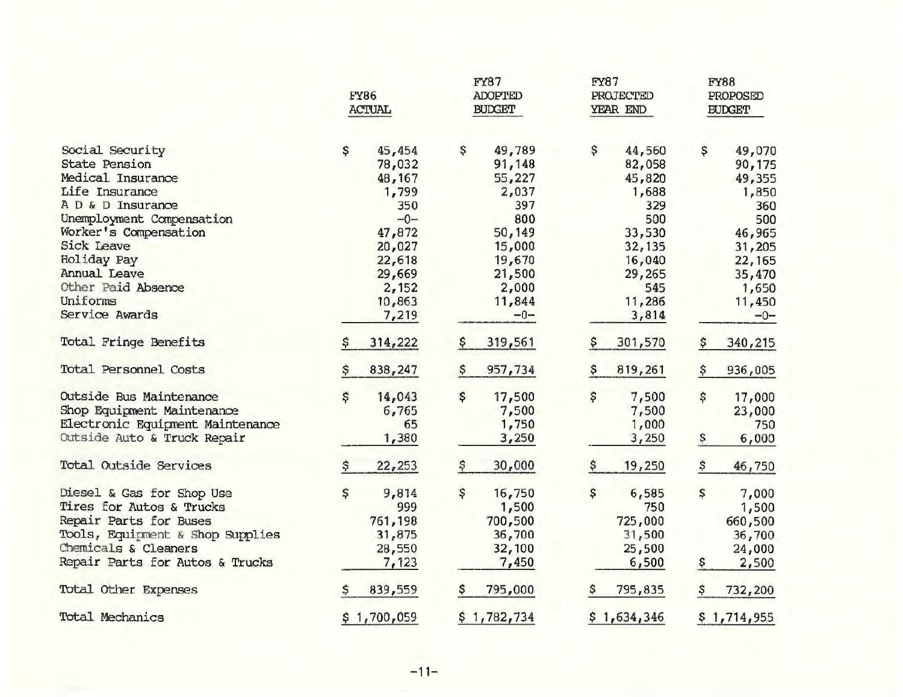| | FY86 ACTUAL | FY87 ADOPTED BUDGET | FY87 PROJECTED YEAR END | FY88 PROPOSED BUDGET |
|---|---|---|---|---|
| Social Security | $ 45,454 | $ 49,789 | $ 44,560 | $ 49,070 |
| State Pension | 78,032 | 91,148 | 82,058 | 90,175 |
| Medical Insurance | 48,167 | 55,227 | 45,820 | 49,355 |
| Life Insurance | 1,799 | 2,037 | 1,688 | 1,850 |
| A D & D Insurance | 350 | 397 | 329 | 360 |
| Unemployment Compensation | -0- | 800 | 500 | 500 |
| Worker's Compensation | 47,872 | 50,149 | 33,530 | 46,965 |
| Sick Leave | 20,027 | 15,000 | 32,135 | 31,205 |
| Holiday Pay | 22,618 | 19,670 | 16,040 | 22,165 |
| Annual Leave | 29,669 | 21,500 | 29,265 | 35,470 |
| Other Paid Absence | 2,152 | 2,000 | 545 | 1,650 |
| Uniforms | 10,863 | 11,844 | 11,286 | 11,450 |
| Service Awards | 7,219 | -0- | 3,814 | -0- |
| Total Fringe Benefits | $ 314,222 | $ 319,561 | $ 301,570 | $ 340,215 |
| Total Personnel Costs | $ 838,247 | $ 957,734 | $ 819,261 | $ 936,005 |
| Outside Bus Maintenance | $ 14,043 | $ 17,500 | $ 7,500 | $ 17,000 |
| Shop Equipment Maintenance | 6,765 | 7,500 | 7,500 | 23,000 |
| Electronic Equipment Maintenance | 65 | 1,750 | 1,000 | 750 |
| Outside Auto & Truck Repair | 1,380 | 3,250 | 3,250 | $ 6,000 |
| Total Outside Services | $ 22,253 | $ 30,000 | $ 19,250 | $ 46,750 |
| Diesel & Gas for Shop Use | $ 9,814 | $ 16,750 | $ 6,585 | $ 7,000 |
| Tires for Autos & Trucks | 999 | 1,500 | 750 | 1,500 |
| Repair Parts for Buses | 761,198 | 700,500 | 725,000 | 660,500 |
| Tools, Equipment & Shop Supplies | 31,875 | 36,700 | 31,500 | 36,700 |
| Chemicals & Cleaners | 28,550 | 32,100 | 25,500 | 24,000 |
| Repair Parts for Autos & Trucks | 7,123 | 7,450 | 6,500 | $ 2,500 |
| Total Other Expenses | $ 839,559 | $ 795,000 | $ 795,835 | $ 732,200 |
| Total Mechanics | $ 1,700,059 | $ 1,782,734 | $ 1,634,346 | $ 1,714,955 |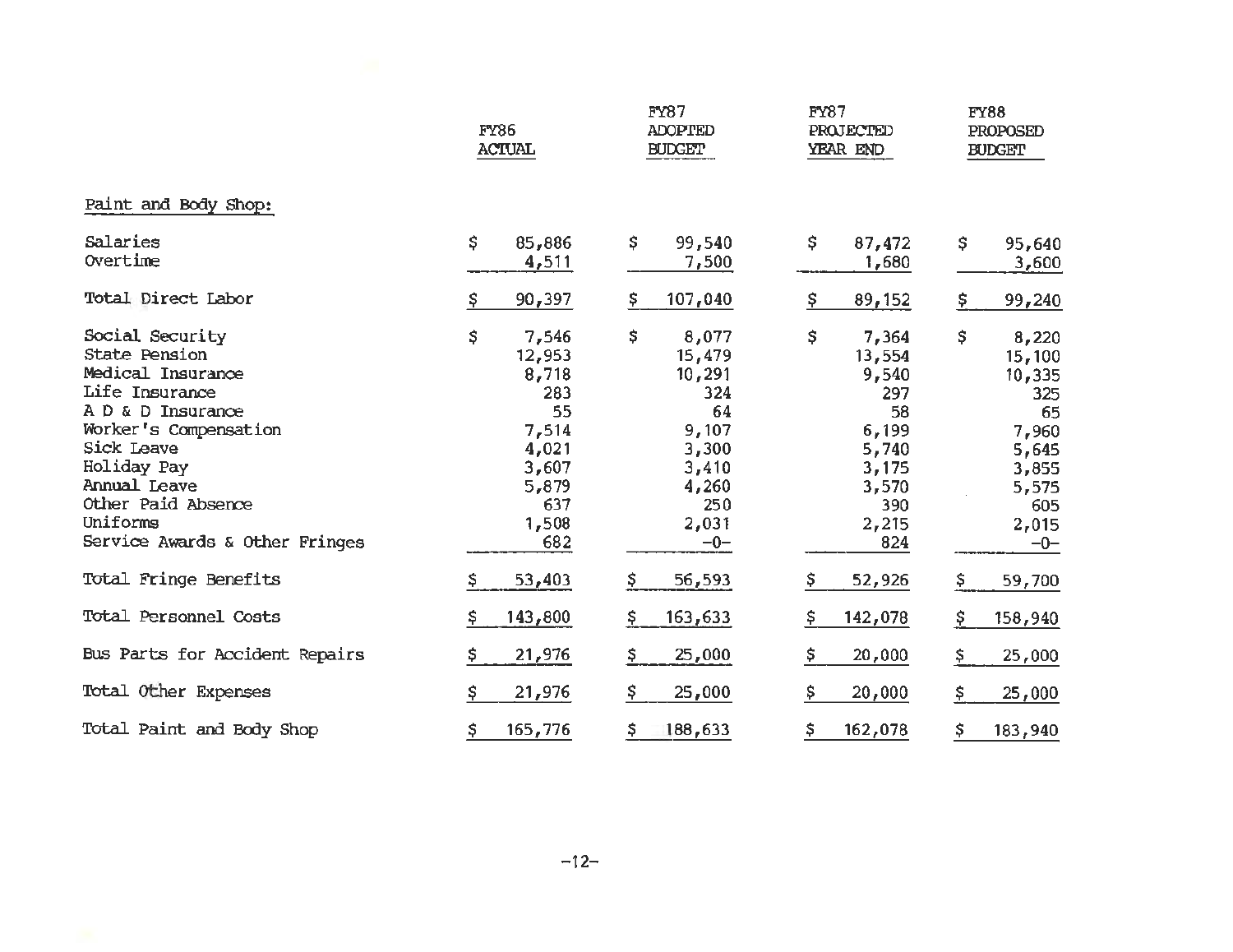| | FY86 ACTUAL | FY87 ADOPTED BUDGET | FY87 PROJECTED YEAR END | FY88 PROPOSED BUDGET |
|---|---|---|---|---|
| Paint and Body Shop: | | | | |
| Salaries | $ 85,886 | $ 99,540 | $ 87,472 | $ 95,640 |
| Overtime | 4,511 | 7,500 | 1,680 | 3,600 |
| Total Direct Labor | $ 90,397 | $ 107,040 | $ 89,152 | $ 99,240 |
| Social Security | $ 7,546 | $ 8,077 | $ 7,364 | $ 8,220 |
| State Pension | 12,953 | 15,479 | 13,554 | 15,100 |
| Medical Insurance | 8,718 | 10,291 | 9,540 | 10,335 |
| Life Insurance | 283 | 324 | 297 | 325 |
| A D & D Insurance | 55 | 64 | 58 | 65 |
| Worker's Compensation | 7,514 | 9,107 | 6,199 | 7,960 |
| Sick Leave | 4,021 | 3,300 | 5,740 | 5,645 |
| Holiday Pay | 3,607 | 3,410 | 3,175 | 3,855 |
| Annual Leave | 5,879 | 4,260 | 3,570 | 5,575 |
| Other Paid Absence | 637 | 250 | 390 | 605 |
| Uniforms | 1,508 | 2,031 | 2,215 | 2,015 |
| Service Awards & Other Fringes | 682 | -0- | 824 | -0- |
| Total Fringe Benefits | $ 53,403 | $ 56,593 | $ 52,926 | $ 59,700 |
| Total Personnel Costs | $ 143,800 | $ 163,633 | $ 142,078 | $ 158,940 |
| Bus Parts for Accident Repairs | $ 21,976 | $ 25,000 | $ 20,000 | $ 25,000 |
| Total Other Expenses | $ 21,976 | $ 25,000 | $ 20,000 | $ 25,000 |
| Total Paint and Body Shop | $ 165,776 | $ 188,633 | $ 162,078 | $ 183,940 |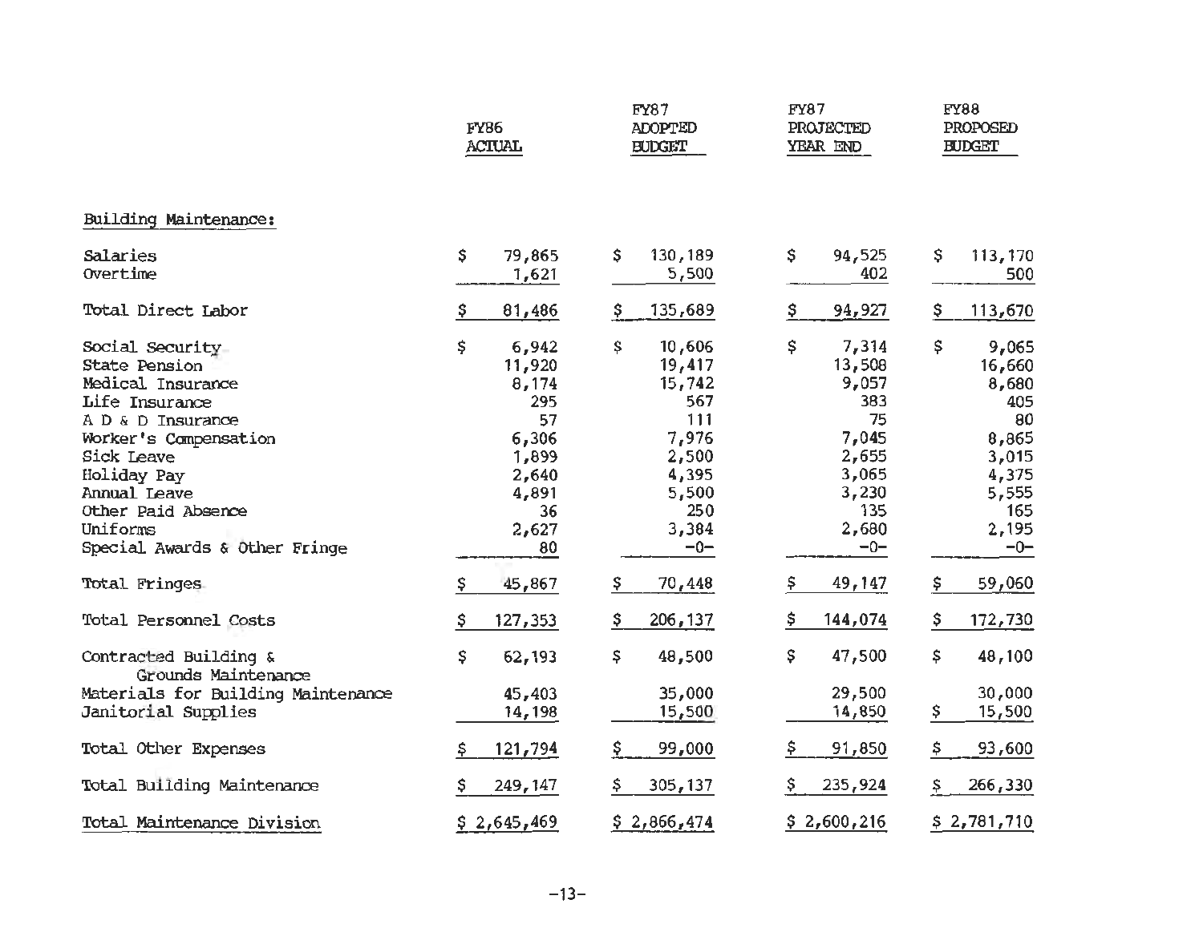| | FY86 ACTUAL | FY87 ADOPTED BUDGET | FY87 PROJECTED YEAR END | FY88 PROPOSED BUDGET |
|---|---|---|---|---|
| **Building Maintenance:** | | | | |
| Salaries | $ 79,865 | $ 130,189 | $ 94,525 | $ 113,170 |
| Overtime | 1,621 | 5,500 | 402 | 500 |
| Total Direct Labor | $ 81,486 | $ 135,689 | $ 94,927 | $ 113,670 |
| Social Security | $ 6,942 | $ 10,606 | $ 7,314 | $ 9,065 |
| State Pension | 11,920 | 19,417 | 13,508 | 16,660 |
| Medical Insurance | 8,174 | 15,742 | 9,057 | 8,680 |
| Life Insurance | 295 | 567 | 383 | 405 |
| A D & D Insurance | 57 | 111 | 75 | 80 |
| Worker's Compensation | 6,306 | 7,976 | 7,045 | 8,865 |
| Sick Leave | 1,899 | 2,500 | 2,655 | 3,015 |
| Holiday Pay | 2,640 | 4,395 | 3,065 | 4,375 |
| Annual Leave | 4,891 | 5,500 | 3,230 | 5,555 |
| Other Paid Absence | 36 | 250 | 135 | 165 |
| Uniforms | 2,627 | 3,384 | 2,680 | 2,195 |
| Special Awards & Other Fringe | 80 | -0- | -0- | -0- |
| Total Fringes | $ 45,867 | $ 70,448 | $ 49,147 | $ 59,060 |
| Total Personnel Costs | $ 127,353 | $ 206,137 | $ 144,074 | $ 172,730 |
| Contracted Building & Grounds Maintenance | $ 62,193 | $ 48,500 | $ 47,500 | $ 48,100 |
| Materials for Building Maintenance | 45,403 | 35,000 | 29,500 | 30,000 |
| Janitorial Supplies | 14,198 | 15,500 | 14,850 | $ 15,500 |
| Total Other Expenses | $ 121,794 | $ 99,000 | $ 91,850 | $ 93,600 |
| Total Building Maintenance | $ 249,147 | $ 305,137 | $ 235,924 | $ 266,330 |
| Total Maintenance Division | $ 2,645,469 | $ 2,866,474 | $ 2,600,216 | $ 2,781,710 |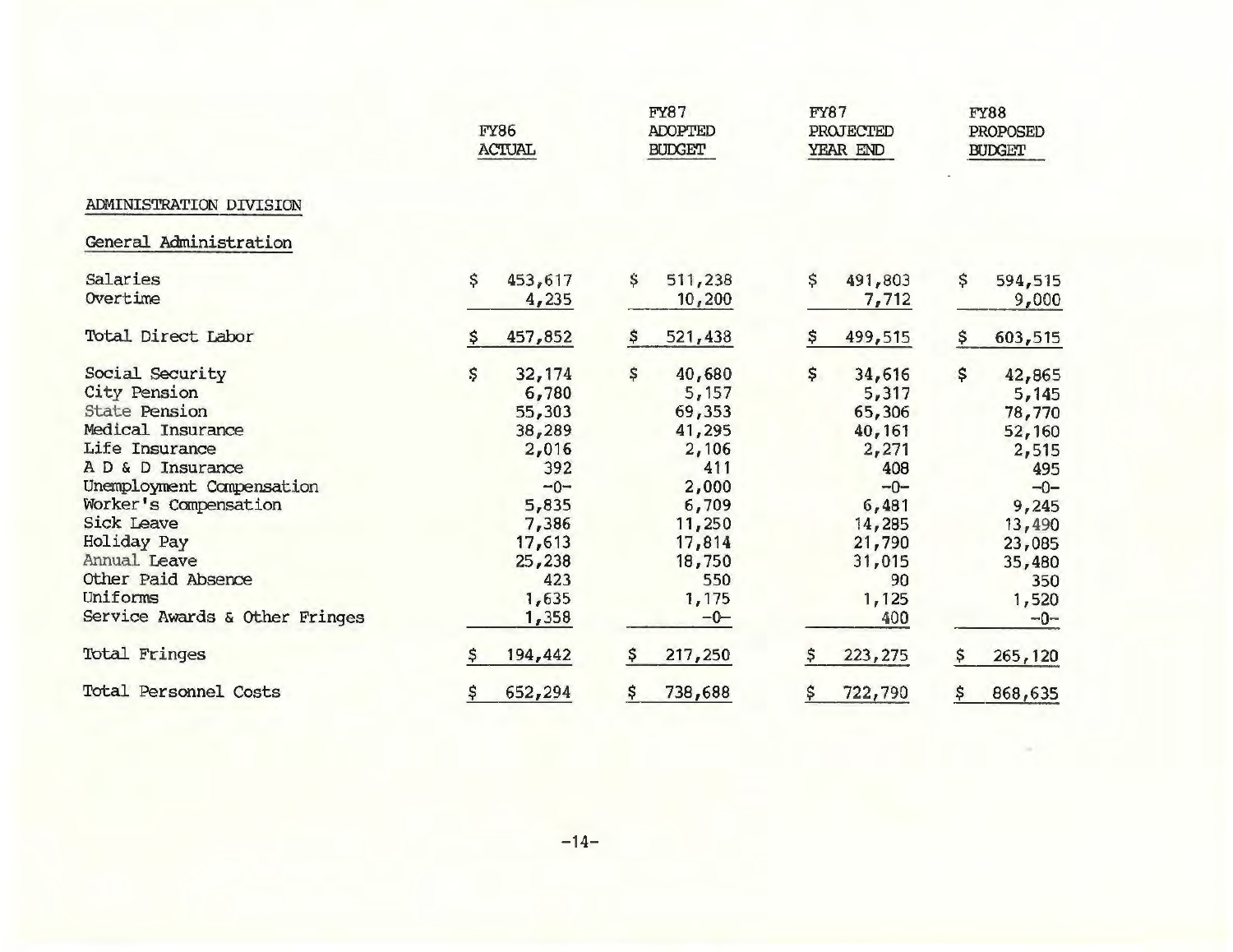## ADMINISTRATION DIVISION

### General Administration

| | FY86 ACTUAL | FY87 ADOPTED BUDGET | FY87 PROJECTED YEAR END | FY88 PROPOSED BUDGET |
|---|---|---|---|---|
| Salaries | $ 453,617 | $ 511,238 | $ 491,803 | $ 594,515 |
| Overtime | 4,235 | 10,200 | 7,712 | 9,000 |
| Total Direct Labor | $ 457,852 | $ 521,438 | $ 499,515 | $ 603,515 |
| Social Security | $ 32,174 | $ 40,680 | $ 34,616 | $ 42,865 |
| City Pension | 6,780 | 5,157 | 5,317 | 5,145 |
| State Pension | 55,303 | 69,353 | 65,306 | 78,770 |
| Medical Insurance | 38,289 | 41,295 | 40,161 | 52,160 |
| Life Insurance | 2,016 | 2,106 | 2,271 | 2,515 |
| A D & D Insurance | 392 | 411 | 408 | 495 |
| Unemployment Compensation | -0- | 2,000 | -0- | -0- |
| Worker's Compensation | 5,835 | 6,709 | 6,481 | 9,245 |
| Sick Leave | 7,386 | 11,250 | 14,285 | 13,490 |
| Holiday Pay | 17,613 | 17,814 | 21,790 | 23,085 |
| Annual Leave | 25,238 | 18,750 | 31,015 | 35,480 |
| Other Paid Absence | 423 | 550 | 90 | 350 |
| Uniforms | 1,635 | 1,175 | 1,125 | 1,520 |
| Service Awards & Other Fringes | 1,358 | -0- | 400 | -0- |
| Total Fringes | $ 194,442 | $ 217,250 | $ 223,275 | $ 265,120 |
| Total Personnel Costs | $ 652,294 | $ 738,688 | $ 722,790 | $ 868,635 |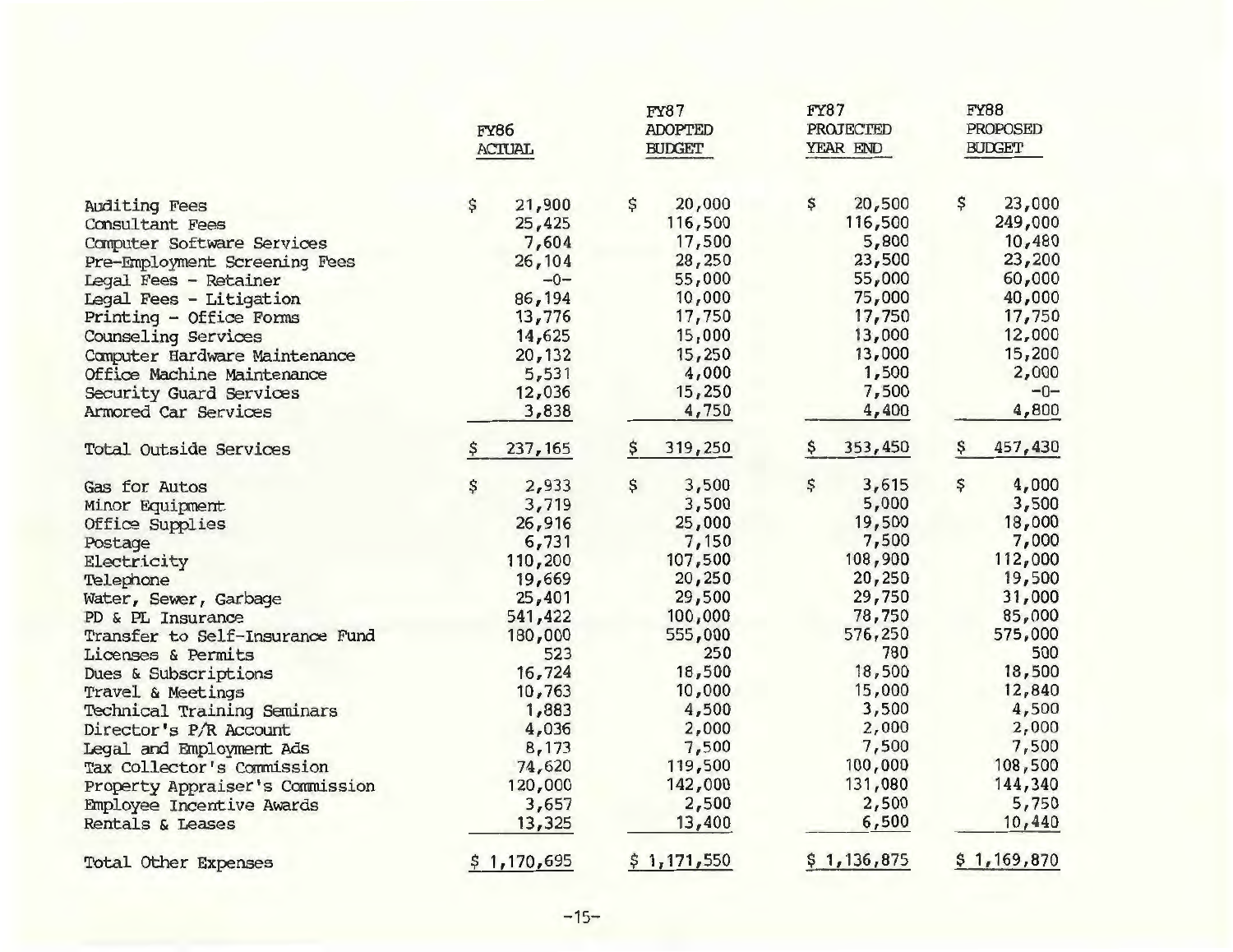| | FY86 ACTUAL | FY87 ADOPTED BUDGET | FY87 PROJECTED YEAR END | FY88 PROPOSED BUDGET |
|---|---|---|---|---|
| Auditing Fees | $ 21,900 | $ 20,000 | $ 20,500 | $ 23,000 |
| Consultant Fees | 25,425 | 116,500 | 116,500 | 249,000 |
| Computer Software Services | 7,604 | 17,500 | 5,800 | 10,480 |
| Pre-Employment Screening Fees | 26,104 | 28,250 | 23,500 | 23,200 |
| Legal Fees - Retainer | -0- | 55,000 | 55,000 | 60,000 |
| Legal Fees - Litigation | 86,194 | 10,000 | 75,000 | 40,000 |
| Printing - Office Forms | 13,776 | 17,750 | 17,750 | 17,750 |
| Counseling Services | 14,625 | 15,000 | 13,000 | 12,000 |
| Computer Hardware Maintenance | 20,132 | 15,250 | 13,000 | 15,200 |
| Office Machine Maintenance | 5,531 | 4,000 | 1,500 | 2,000 |
| Security Guard Services | 12,036 | 15,250 | 7,500 | -0- |
| Armored Car Services | 3,838 | 4,750 | 4,400 | 4,800 |
| Total Outside Services | $ 237,165 | $ 319,250 | $ 353,450 | $ 457,430 |
| Gas for Autos | $ 2,933 | $ 3,500 | $ 3,615 | $ 4,000 |
| Minor Equipment | 3,719 | 3,500 | 5,000 | 3,500 |
| Office Supplies | 26,916 | 25,000 | 19,500 | 18,000 |
| Postage | 6,731 | 7,150 | 7,500 | 7,000 |
| Electricity | 110,200 | 107,500 | 108,900 | 112,000 |
| Telephone | 19,669 | 20,250 | 20,250 | 19,500 |
| Water, Sewer, Garbage | 25,401 | 29,500 | 29,750 | 31,000 |
| PD & PL Insurance | 541,422 | 100,000 | 78,750 | 85,000 |
| Transfer to Self-Insurance Fund | 180,000 | 555,000 | 576,250 | 575,000 |
| Licenses & Permits | 523 | 250 | 780 | 500 |
| Dues & Subscriptions | 16,724 | 18,500 | 18,500 | 18,500 |
| Travel & Meetings | 10,763 | 10,000 | 15,000 | 12,840 |
| Technical Training Seminars | 1,883 | 4,500 | 3,500 | 4,500 |
| Director's P/R Account | 4,036 | 2,000 | 2,000 | 2,000 |
| Legal and Employment Ads | 8,173 | 7,500 | 7,500 | 7,500 |
| Tax Collector's Commission | 74,620 | 119,500 | 100,000 | 108,500 |
| Property Appraiser's Commission | 120,000 | 142,000 | 131,080 | 144,340 |
| Employee Incentive Awards | 3,657 | 2,500 | 2,500 | 5,750 |
| Rentals & Leases | 13,325 | 13,400 | 6,500 | 10,440 |
| Total Other Expenses | $ 1,170,695 | $ 1,171,550 | $ 1,136,875 | $ 1,169,870 |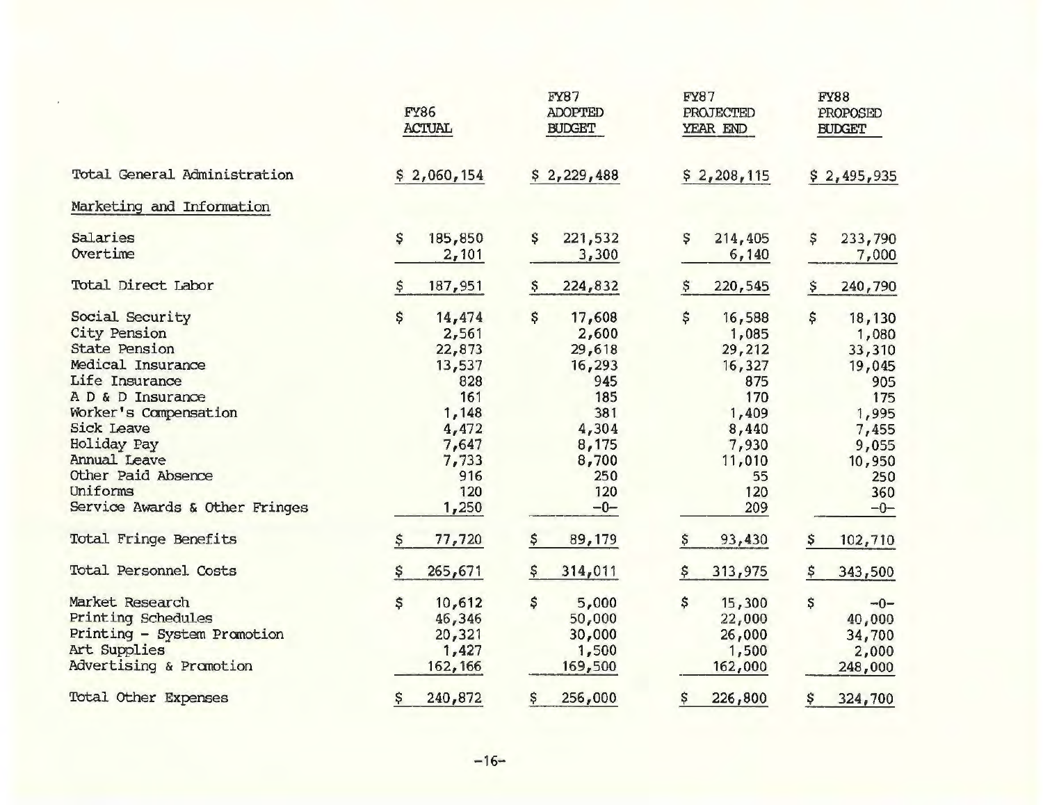| | FY86 ACTUAL | FY87 ADOPTED BUDGET | FY87 PROJECTED YEAR END | FY88 PROPOSED BUDGET |
|---|---|---|---|---|
| Total General Administration | $ 2,060,154 | $ 2,229,488 | $ 2,208,115 | $ 2,495,935 |
| Marketing and Information | | | | |
| Salaries | $ 185,850 | $ 221,532 | $ 214,405 | $ 233,790 |
| Overtime | 2,101 | 3,300 | 6,140 | 7,000 |
| Total Direct Labor | $ 187,951 | $ 224,832 | $ 220,545 | $ 240,790 |
| Social Security | $ 14,474 | $ 17,608 | $ 16,588 | $ 18,130 |
| City Pension | 2,561 | 2,600 | 1,085 | 1,080 |
| State Pension | 22,873 | 29,618 | 29,212 | 33,310 |
| Medical Insurance | 13,537 | 16,293 | 16,327 | 19,045 |
| Life Insurance | 828 | 945 | 875 | 905 |
| A D & D Insurance | 161 | 185 | 170 | 175 |
| Worker's Compensation | 1,148 | 381 | 1,409 | 1,995 |
| Sick Leave | 4,472 | 4,304 | 8,440 | 7,455 |
| Holiday Pay | 7,647 | 8,175 | 7,930 | 9,055 |
| Annual Leave | 7,733 | 8,700 | 11,010 | 10,950 |
| Other Paid Absence | 916 | 250 | 55 | 250 |
| Uniforms | 120 | 120 | 120 | 360 |
| Service Awards & Other Fringes | 1,250 | -0- | 209 | -0- |
| Total Fringe Benefits | $ 77,720 | $ 89,179 | $ 93,430 | $ 102,710 |
| Total Personnel Costs | $ 265,671 | $ 314,011 | $ 313,975 | $ 343,500 |
| Market Research | $ 10,612 | $ 5,000 | $ 15,300 | $ -0- |
| Printing Schedules | 46,346 | 50,000 | 22,000 | 40,000 |
| Printing - System Promotion | 20,321 | 30,000 | 26,000 | 34,700 |
| Art Supplies | 1,427 | 1,500 | 1,500 | 2,000 |
| Advertising & Promotion | 162,166 | 169,500 | 162,000 | 248,000 |
| Total Other Expenses | $ 240,872 | $ 256,000 | $ 226,800 | $ 324,700 |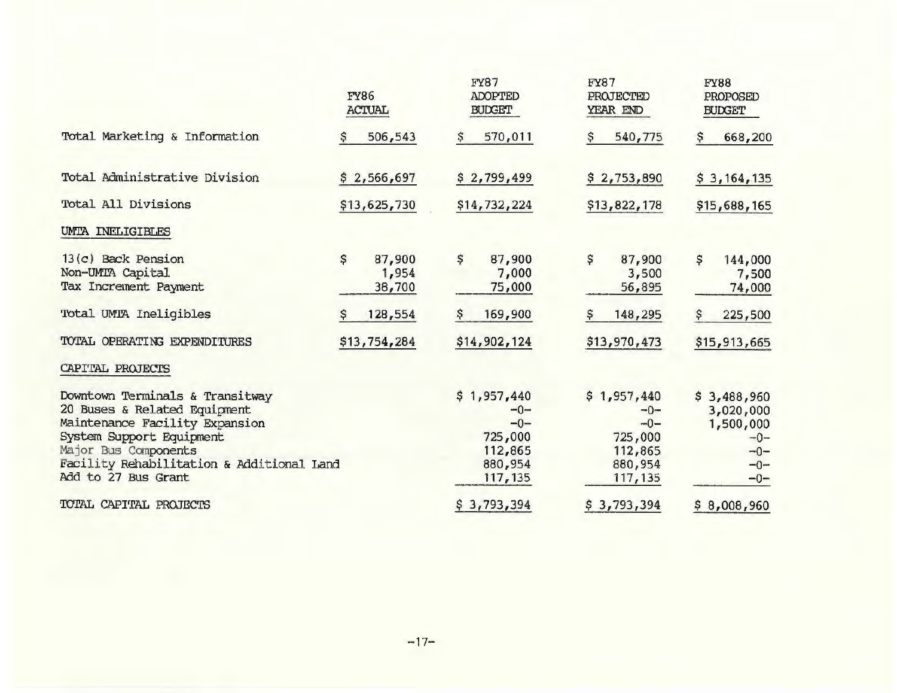| | FY86 ACTUAL | FY87 ADOPTED BUDGET | FY87 PROJECTED YEAR END | FY88 PROPOSED BUDGET |
|---|---|---|---|---|
| Total Marketing & Information | $ 506,543 | $ 570,011 | $ 540,775 | $ 668,200 |
| Total Administrative Division | $ 2,566,697 | $ 2,799,499 | $ 2,753,890 | $ 3,164,135 |
| Total All Divisions | $13,625,730 | $14,732,224 | $13,822,178 | $15,688,165 |
| UMTA INELIGIBLES | | | | |
| 13(c) Back Pension | $ 87,900 | $ 87,900 | $ 87,900 | $ 144,000 |
| Non-UMTA Capital | 1,954 | 7,000 | 3,500 | 7,500 |
| Tax Increment Payment | 38,700 | 75,000 | 56,895 | 74,000 |
| Total UMTA Ineligibles | $ 128,554 | $ 169,900 | $ 148,295 | $ 225,500 |
| TOTAL OPERATING EXPENDITURES | $13,754,284 | $14,902,124 | $13,970,473 | $15,913,665 |
| CAPITAL PROJECTS | | | | |
| Downtown Terminals & Transitway | | $ 1,957,440 | $ 1,957,440 | $ 3,488,960 |
| 20 Buses & Related Equipment | | -0- | -0- | 3,020,000 |
| Maintenance Facility Expansion | | -0- | -0- | 1,500,000 |
| System Support Equipment | | 725,000 | 725,000 | -0- |
| Major Bus Components | | 112,865 | 112,865 | -0- |
| Facility Rehabilitation & Additional Land | | 880,954 | 880,954 | -0- |
| Add to 27 Bus Grant | | 117,135 | 117,135 | -0- |
| TOTAL CAPITAL PROJECTS | | $ 3,793,394 | $ 3,793,394 | $ 8,008,960 |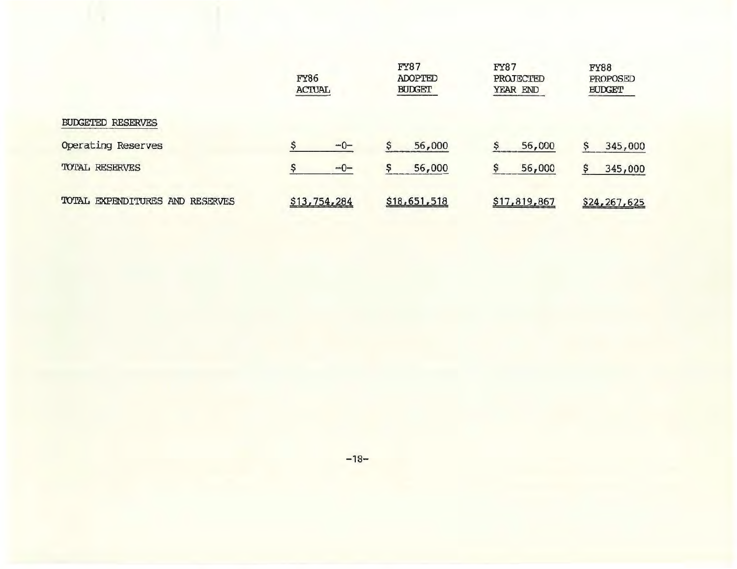| | FY86 ACTUAL | FY87 ADOPTED BUDGET | FY87 PROJECTED YEAR END | FY88 PROPOSED BUDGET |
|---|---|---|---|---|
| BUDGETED RESERVES | | | | |
| Operating Reserves | $ -0- | $ 56,000 | $ 56,000 | $ 345,000 |
| TOTAL RESERVES | $ -0- | $ 56,000 | $ 56,000 | $ 345,000 |
| TOTAL EXPENDITURES AND RESERVES | $13,754,284 | $18,651,518 | $17,819,867 | $24,267,625 |